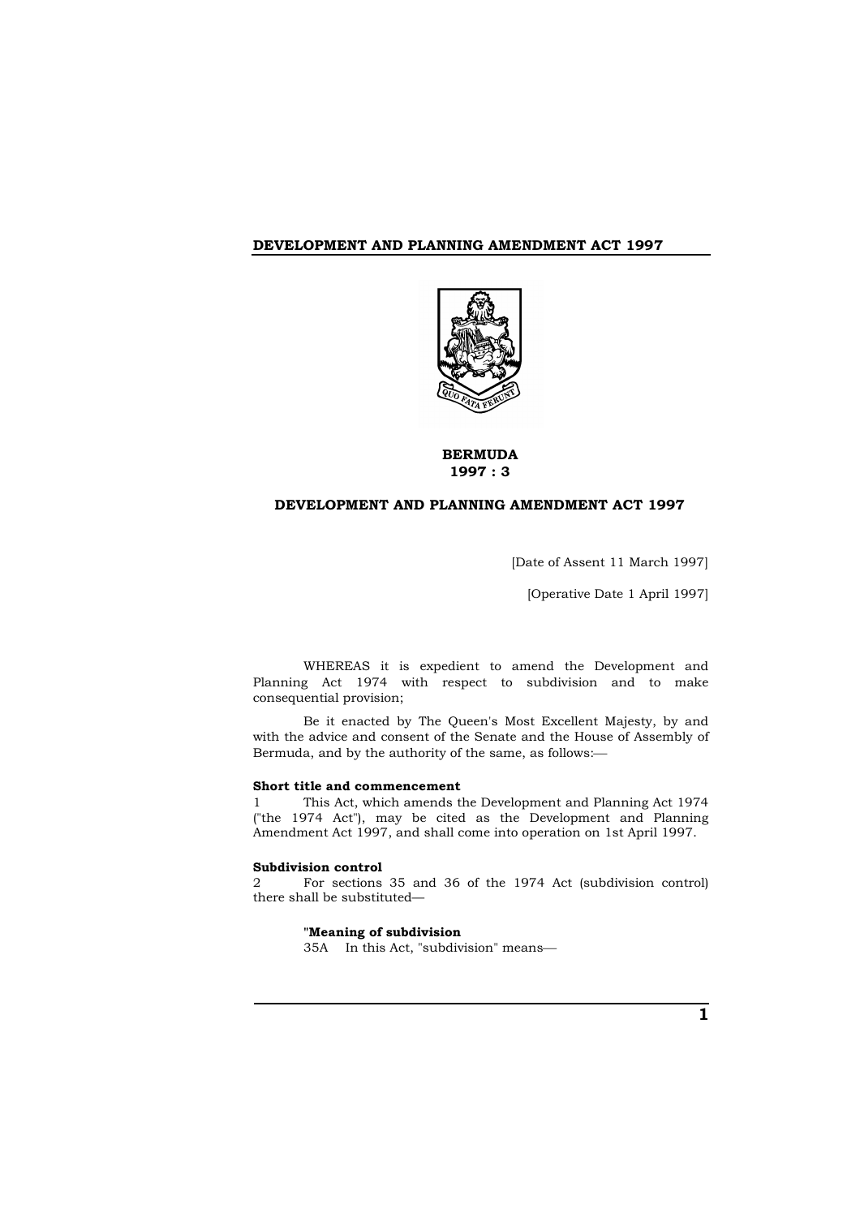# DEVELOPMENT AND PLANNING AMENDMENT ACT 1997

**BERMUDA**
**1997 : 3**

## DEVELOPMENT AND PLANNING AMENDMENT ACT 1997

[Date of Assent 11 March 1997]

[Operative Date 1 April 1997]

WHEREAS it is expedient to amend the Development and Planning Act 1974 with respect to subdivision and to make consequential provision;

Be it enacted by The Queen's Most Excellent Majesty, by and with the advice and consent of the Senate and the House of Assembly of Bermuda, and by the authority of the same, as follows:—

**Short title and commencement**

1 This Act, which amends the Development and Planning Act 1974 ("the 1974 Act"), may be cited as the Development and Planning Amendment Act 1997, and shall come into operation on 1st April 1997.

**Subdivision control**

2 For sections 35 and 36 of the 1974 Act (subdivision control) there shall be substituted—

**"Meaning of subdivision**

35A In this Act, "subdivision" means—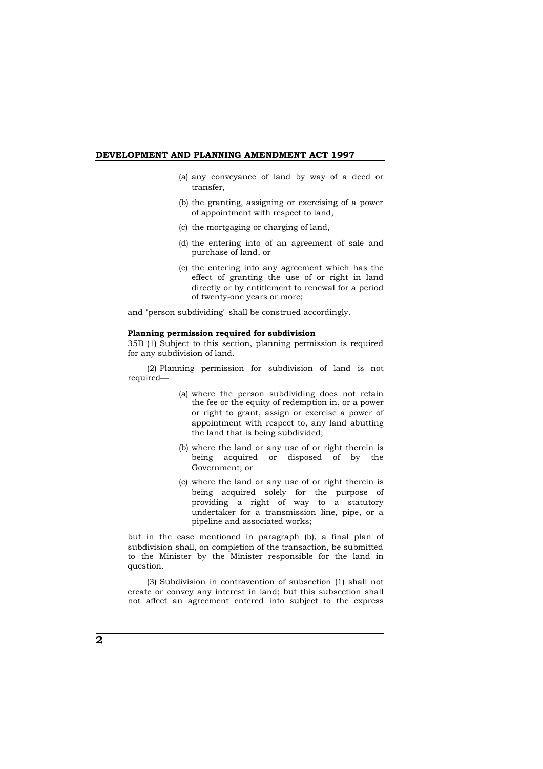(a) any conveyance of land by way of a deed or transfer,

(b) the granting, assigning or exercising of a power of appointment with respect to land,

(c) the mortgaging or charging of land,

(d) the entering into of an agreement of sale and purchase of land, or

(e) the entering into any agreement which has the effect of granting the use of or right in land directly or by entitlement to renewal for a period of twenty-one years or more;

and "person subdividing" shall be construed accordingly.

**Planning permission required for subdivision**

35B (1) Subject to this section, planning permission is required for any subdivision of land.

(2) Planning permission for subdivision of land is not required—

(a) where the person subdividing does not retain the fee or the equity of redemption in, or a power or right to grant, assign or exercise a power of appointment with respect to, any land abutting the land that is being subdivided;

(b) where the land or any use of or right therein is being acquired or disposed of by the Government; or

(c) where the land or any use of or right therein is being acquired solely for the purpose of providing a right of way to a statutory undertaker for a transmission line, pipe, or a pipeline and associated works;

but in the case mentioned in paragraph (b), a final plan of subdivision shall, on completion of the transaction, be submitted to the Minister by the Minister responsible for the land in question.

(3) Subdivision in contravention of subsection (1) shall not create or convey any interest in land; but this subsection shall not affect an agreement entered into subject to the express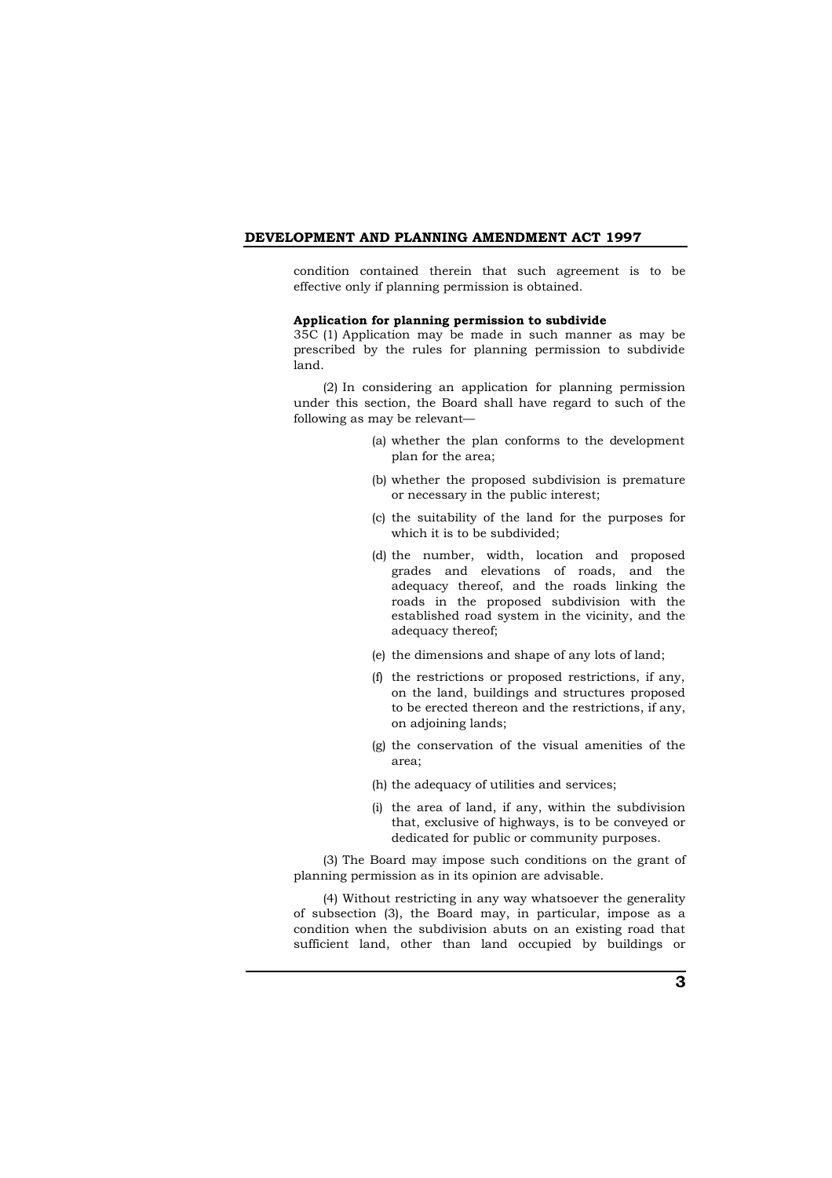condition contained therein that such agreement is to be effective only if planning permission is obtained.

**Application for planning permission to subdivide**

35C (1) Application may be made in such manner as may be prescribed by the rules for planning permission to subdivide land.

(2) In considering an application for planning permission under this section, the Board shall have regard to such of the following as may be relevant—

(a) whether the plan conforms to the development plan for the area;

(b) whether the proposed subdivision is premature or necessary in the public interest;

(c) the suitability of the land for the purposes for which it is to be subdivided;

(d) the number, width, location and proposed grades and elevations of roads, and the adequacy thereof, and the roads linking the roads in the proposed subdivision with the established road system in the vicinity, and the adequacy thereof;

(e) the dimensions and shape of any lots of land;

(f) the restrictions or proposed restrictions, if any, on the land, buildings and structures proposed to be erected thereon and the restrictions, if any, on adjoining lands;

(g) the conservation of the visual amenities of the area;

(h) the adequacy of utilities and services;

(i) the area of land, if any, within the subdivision that, exclusive of highways, is to be conveyed or dedicated for public or community purposes.

(3) The Board may impose such conditions on the grant of planning permission as in its opinion are advisable.

(4) Without restricting in any way whatsoever the generality of subsection (3), the Board may, in particular, impose as a condition when the subdivision abuts on an existing road that sufficient land, other than land occupied by buildings or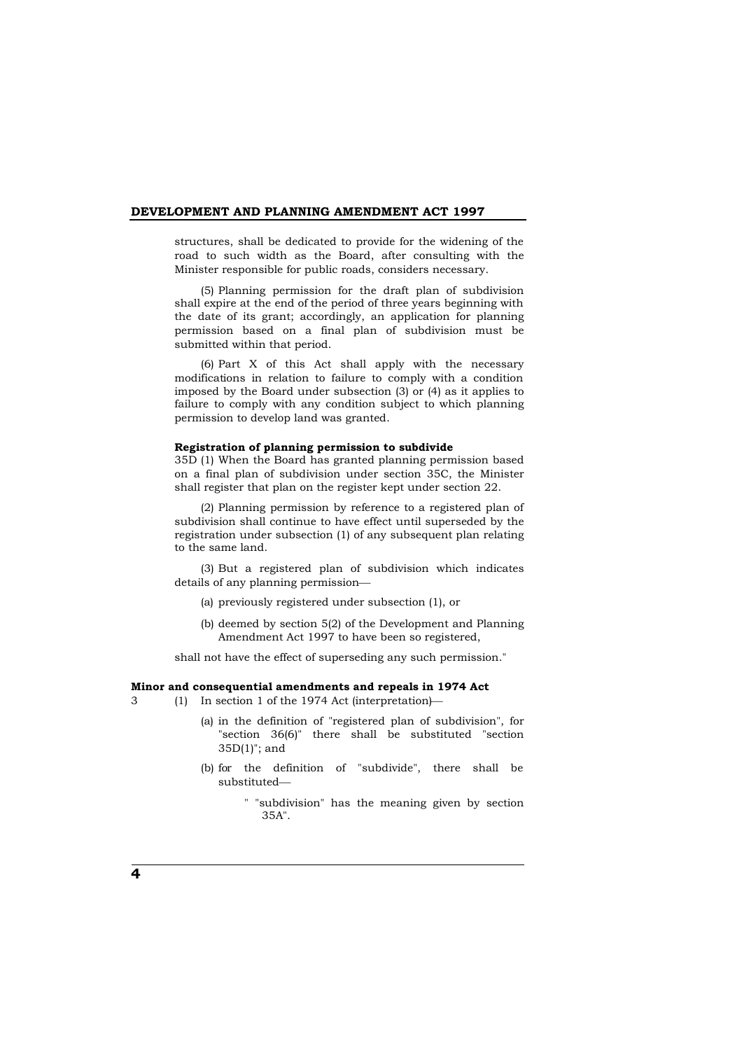structures, shall be dedicated to provide for the widening of the road to such width as the Board, after consulting with the Minister responsible for public roads, considers necessary.

(5) Planning permission for the draft plan of subdivision shall expire at the end of the period of three years beginning with the date of its grant; accordingly, an application for planning permission based on a final plan of subdivision must be submitted within that period.

(6) Part X of this Act shall apply with the necessary modifications in relation to failure to comply with a condition imposed by the Board under subsection (3) or (4) as it applies to failure to comply with any condition subject to which planning permission to develop land was granted.

**Registration of planning permission to subdivide**

35D (1) When the Board has granted planning permission based on a final plan of subdivision under section 35C, the Minister shall register that plan on the register kept under section 22.

(2) Planning permission by reference to a registered plan of subdivision shall continue to have effect until superseded by the registration under subsection (1) of any subsequent plan relating to the same land.

(3) But a registered plan of subdivision which indicates details of any planning permission—

(a) previously registered under subsection (1), or

(b) deemed by section 5(2) of the Development and Planning Amendment Act 1997 to have been so registered,

shall not have the effect of superseding any such permission."

**Minor and consequential amendments and repeals in 1974 Act**

3 (1) In section 1 of the 1974 Act (interpretation)—

(a) in the definition of "registered plan of subdivision", for "section 36(6)" there shall be substituted "section 35D(1)"; and

(b) for the definition of "subdivide", there shall be substituted—

" "subdivision" has the meaning given by section 35A".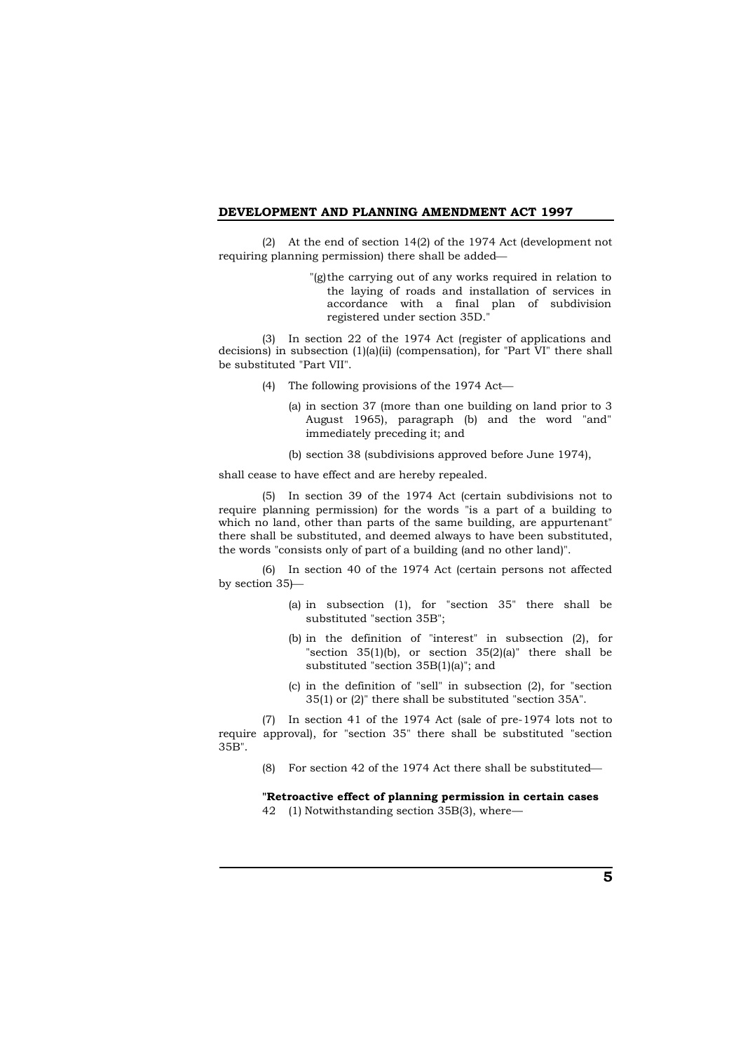(2) At the end of section 14(2) of the 1974 Act (development not requiring planning permission) there shall be added—

> "(g) the carrying out of any works required in relation to the laying of roads and installation of services in accordance with a final plan of subdivision registered under section 35D."

(3) In section 22 of the 1974 Act (register of applications and decisions) in subsection (1)(a)(ii) (compensation), for "Part VI" there shall be substituted "Part VII".

(4) The following provisions of the 1974 Act—

(a) in section 37 (more than one building on land prior to 3 August 1965), paragraph (b) and the word "and" immediately preceding it; and

(b) section 38 (subdivisions approved before June 1974),

shall cease to have effect and are hereby repealed.

(5) In section 39 of the 1974 Act (certain subdivisions not to require planning permission) for the words "is a part of a building to which no land, other than parts of the same building, are appurtenant" there shall be substituted, and deemed always to have been substituted, the words "consists only of part of a building (and no other land)".

(6) In section 40 of the 1974 Act (certain persons not affected by section 35)—

(a) in subsection (1), for "section 35" there shall be substituted "section 35B";

(b) in the definition of "interest" in subsection (2), for "section 35(1)(b), or section 35(2)(a)" there shall be substituted "section 35B(1)(a)"; and

(c) in the definition of "sell" in subsection (2), for "section 35(1) or (2)" there shall be substituted "section 35A".

(7) In section 41 of the 1974 Act (sale of pre-1974 lots not to require approval), for "section 35" there shall be substituted "section 35B".

(8) For section 42 of the 1974 Act there shall be substituted—

"**Retroactive effect of planning permission in certain cases**

42 (1) Notwithstanding section 35B(3), where—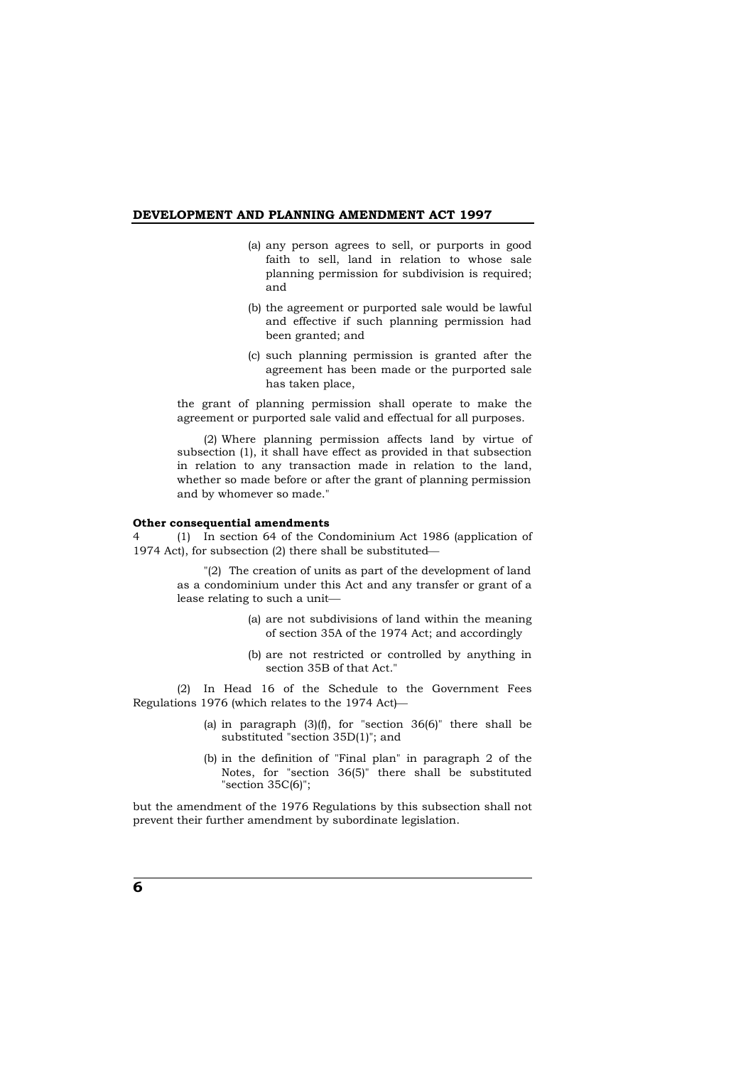(a) any person agrees to sell, or purports in good faith to sell, land in relation to whose sale planning permission for subdivision is required; and

(b) the agreement or purported sale would be lawful and effective if such planning permission had been granted; and

(c) such planning permission is granted after the agreement has been made or the purported sale has taken place,

the grant of planning permission shall operate to make the agreement or purported sale valid and effectual for all purposes.

(2) Where planning permission affects land by virtue of subsection (1), it shall have effect as provided in that subsection in relation to any transaction made in relation to the land, whether so made before or after the grant of planning permission and by whomever so made."

**Other consequential amendments**

4 (1) In section 64 of the Condominium Act 1986 (application of 1974 Act), for subsection (2) there shall be substituted—

"(2) The creation of units as part of the development of land as a condominium under this Act and any transfer or grant of a lease relating to such a unit—

(a) are not subdivisions of land within the meaning of section 35A of the 1974 Act; and accordingly

(b) are not restricted or controlled by anything in section 35B of that Act."

(2) In Head 16 of the Schedule to the Government Fees Regulations 1976 (which relates to the 1974 Act)—

(a) in paragraph (3)(f), for "section 36(6)" there shall be substituted "section 35D(1)"; and

(b) in the definition of "Final plan" in paragraph 2 of the Notes, for "section 36(5)" there shall be substituted "section 35C(6)";

but the amendment of the 1976 Regulations by this subsection shall not prevent their further amendment by subordinate legislation.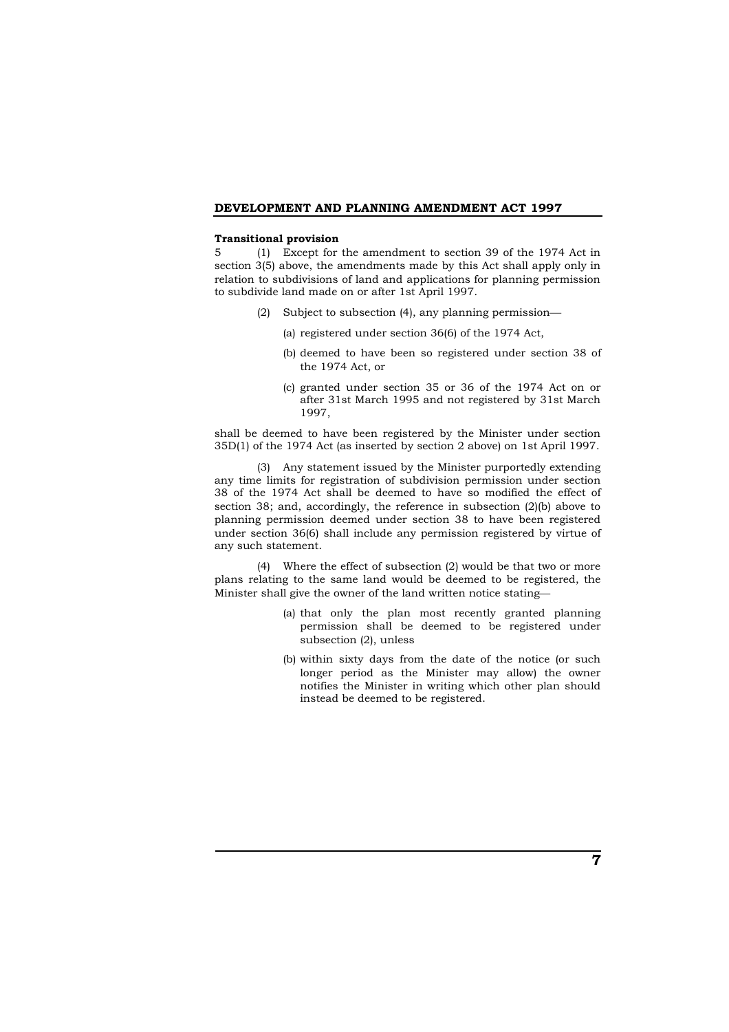**Transitional provision**

5 (1) Except for the amendment to section 39 of the 1974 Act in section 3(5) above, the amendments made by this Act shall apply only in relation to subdivisions of land and applications for planning permission to subdivide land made on or after 1st April 1997.

(2) Subject to subsection (4), any planning permission—

(a) registered under section 36(6) of the 1974 Act,

(b) deemed to have been so registered under section 38 of the 1974 Act, or

(c) granted under section 35 or 36 of the 1974 Act on or after 31st March 1995 and not registered by 31st March 1997,

shall be deemed to have been registered by the Minister under section 35D(1) of the 1974 Act (as inserted by section 2 above) on 1st April 1997.

(3) Any statement issued by the Minister purportedly extending any time limits for registration of subdivision permission under section 38 of the 1974 Act shall be deemed to have so modified the effect of section 38; and, accordingly, the reference in subsection (2)(b) above to planning permission deemed under section 38 to have been registered under section 36(6) shall include any permission registered by virtue of any such statement.

(4) Where the effect of subsection (2) would be that two or more plans relating to the same land would be deemed to be registered, the Minister shall give the owner of the land written notice stating—

(a) that only the plan most recently granted planning permission shall be deemed to be registered under subsection (2), unless

(b) within sixty days from the date of the notice (or such longer period as the Minister may allow) the owner notifies the Minister in writing which other plan should instead be deemed to be registered.